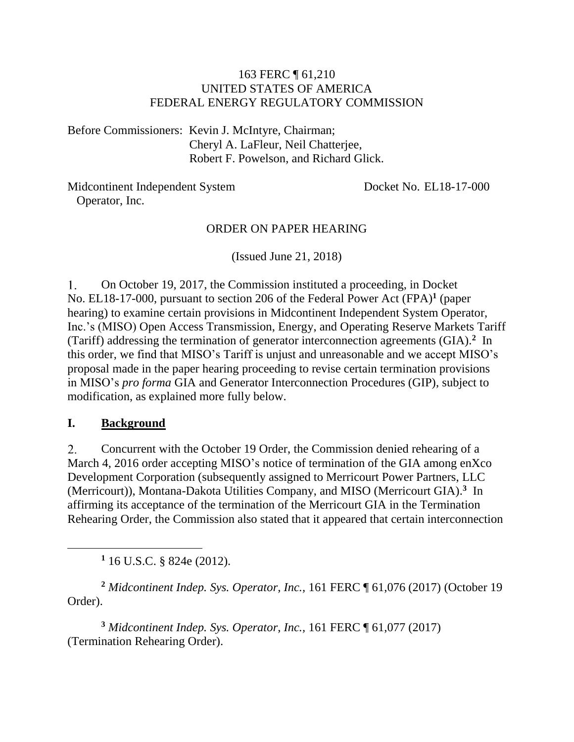163 FERC ¶ 61,210
UNITED STATES OF AMERICA
FEDERAL ENERGY REGULATORY COMMISSION

Before Commissioners: Kevin J. McIntyre, Chairman;
Cheryl A. LaFleur, Neil Chatterjee,
Robert F. Powelson, and Richard Glick.

Midcontinent Independent System Operator, Inc.

Docket No. EL18-17-000

ORDER ON PAPER HEARING

(Issued June 21, 2018)

1. On October 19, 2017, the Commission instituted a proceeding, in Docket No. EL18-17-000, pursuant to section 206 of the Federal Power Act (FPA)[1] (paper hearing) to examine certain provisions in Midcontinent Independent System Operator, Inc.'s (MISO) Open Access Transmission, Energy, and Operating Reserve Markets Tariff (Tariff) addressing the termination of generator interconnection agreements (GIA).[2] In this order, we find that MISO's Tariff is unjust and unreasonable and we accept MISO's proposal made in the paper hearing proceeding to revise certain termination provisions in MISO's *pro forma* GIA and Generator Interconnection Procedures (GIP), subject to modification, as explained more fully below.

## I. Background

2. Concurrent with the October 19 Order, the Commission denied rehearing of a March 4, 2016 order accepting MISO's notice of termination of the GIA among enXco Development Corporation (subsequently assigned to Merricourt Power Partners, LLC (Merricourt)), Montana-Dakota Utilities Company, and MISO (Merricourt GIA).[3] In affirming its acceptance of the termination of the Merricourt GIA in the Termination Rehearing Order, the Commission also stated that it appeared that certain interconnection

[1] 16 U.S.C. § 824e (2012).

[2] *Midcontinent Indep. Sys. Operator, Inc.*, 161 FERC ¶ 61,076 (2017) (October 19 Order).

[3] *Midcontinent Indep. Sys. Operator, Inc.*, 161 FERC ¶ 61,077 (2017) (Termination Rehearing Order).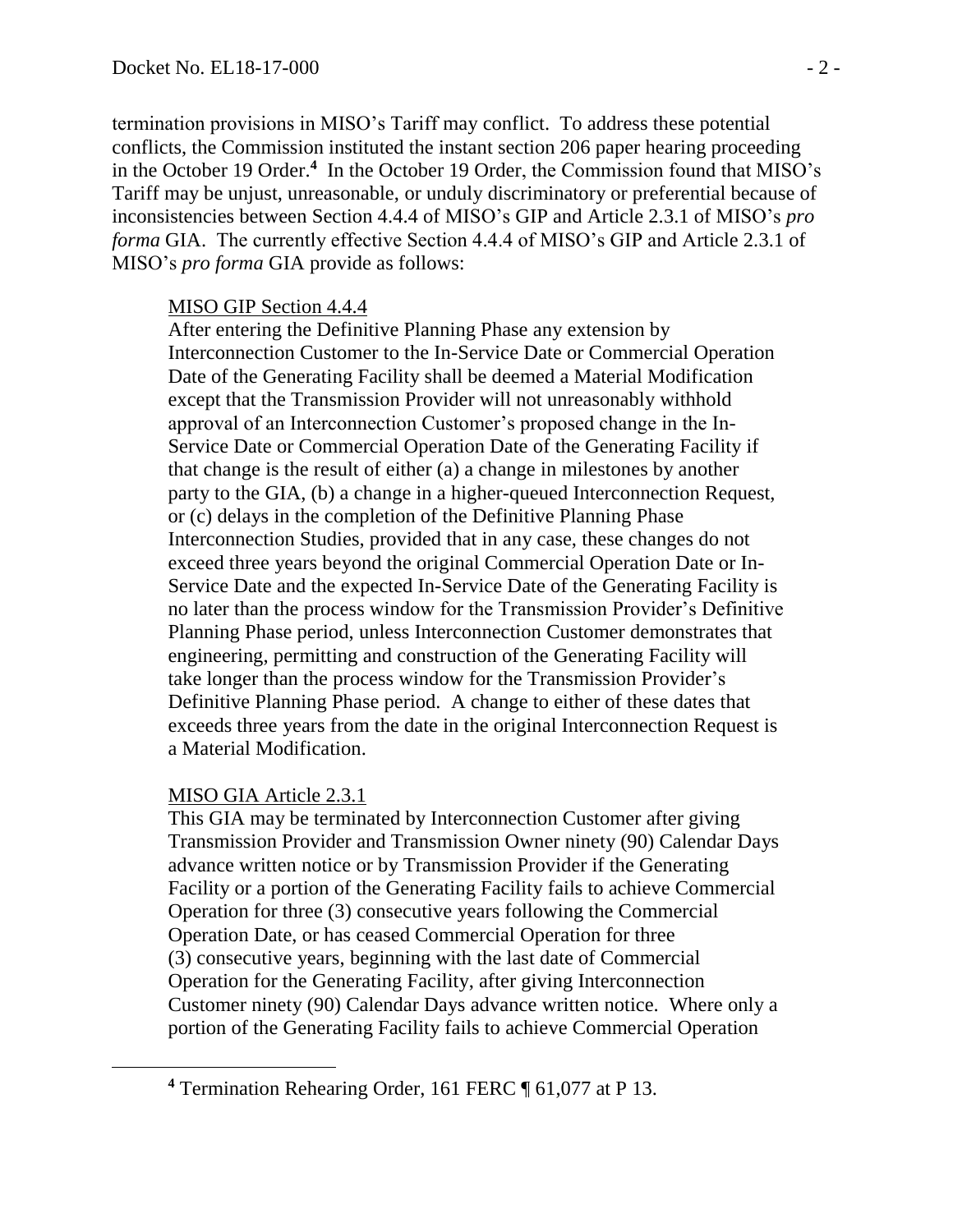termination provisions in MISO's Tariff may conflict. To address these potential conflicts, the Commission instituted the instant section 206 paper hearing proceeding in the October 19 Order.[4] In the October 19 Order, the Commission found that MISO's Tariff may be unjust, unreasonable, or unduly discriminatory or preferential because of inconsistencies between Section 4.4.4 of MISO's GIP and Article 2.3.1 of MISO's *pro forma* GIA. The currently effective Section 4.4.4 of MISO's GIP and Article 2.3.1 of MISO's *pro forma* GIA provide as follows:

> MISO GIP Section 4.4.4
>
> After entering the Definitive Planning Phase any extension by Interconnection Customer to the In-Service Date or Commercial Operation Date of the Generating Facility shall be deemed a Material Modification except that the Transmission Provider will not unreasonably withhold approval of an Interconnection Customer's proposed change in the In-Service Date or Commercial Operation Date of the Generating Facility if that change is the result of either (a) a change in milestones by another party to the GIA, (b) a change in a higher-queued Interconnection Request, or (c) delays in the completion of the Definitive Planning Phase Interconnection Studies, provided that in any case, these changes do not exceed three years beyond the original Commercial Operation Date or In-Service Date and the expected In-Service Date of the Generating Facility is no later than the process window for the Transmission Provider's Definitive Planning Phase period, unless Interconnection Customer demonstrates that engineering, permitting and construction of the Generating Facility will take longer than the process window for the Transmission Provider's Definitive Planning Phase period. A change to either of these dates that exceeds three years from the date in the original Interconnection Request is a Material Modification.
>
> MISO GIA Article 2.3.1
>
> This GIA may be terminated by Interconnection Customer after giving Transmission Provider and Transmission Owner ninety (90) Calendar Days advance written notice or by Transmission Provider if the Generating Facility or a portion of the Generating Facility fails to achieve Commercial Operation for three (3) consecutive years following the Commercial Operation Date, or has ceased Commercial Operation for three (3) consecutive years, beginning with the last date of Commercial Operation for the Generating Facility, after giving Interconnection Customer ninety (90) Calendar Days advance written notice. Where only a portion of the Generating Facility fails to achieve Commercial Operation

[4] Termination Rehearing Order, 161 FERC ¶ 61,077 at P 13.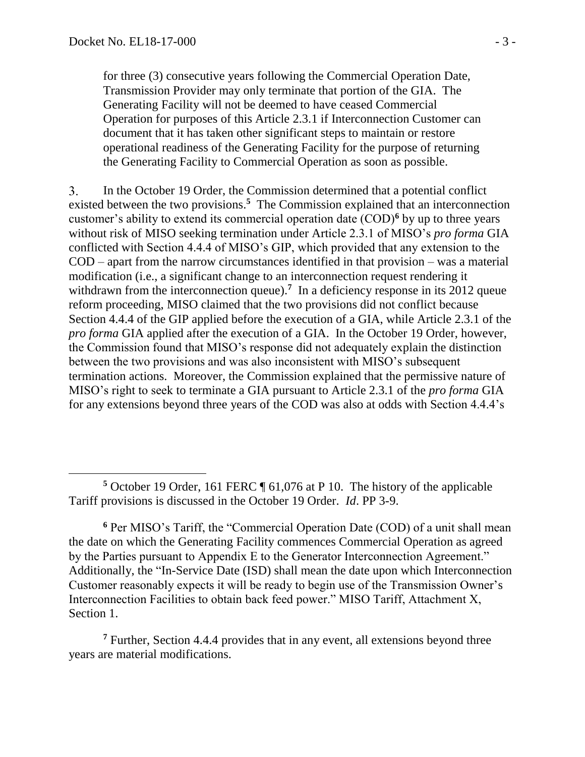> for three (3) consecutive years following the Commercial Operation Date, Transmission Provider may only terminate that portion of the GIA. The Generating Facility will not be deemed to have ceased Commercial Operation for purposes of this Article 2.3.1 if Interconnection Customer can document that it has taken other significant steps to maintain or restore operational readiness of the Generating Facility for the purpose of returning the Generating Facility to Commercial Operation as soon as possible.

3. In the October 19 Order, the Commission determined that a potential conflict existed between the two provisions.[5] The Commission explained that an interconnection customer's ability to extend its commercial operation date (COD)[6] by up to three years without risk of MISO seeking termination under Article 2.3.1 of MISO's *pro forma* GIA conflicted with Section 4.4.4 of MISO's GIP, which provided that any extension to the COD – apart from the narrow circumstances identified in that provision – was a material modification (i.e., a significant change to an interconnection request rendering it withdrawn from the interconnection queue).[7] In a deficiency response in its 2012 queue reform proceeding, MISO claimed that the two provisions did not conflict because Section 4.4.4 of the GIP applied before the execution of a GIA, while Article 2.3.1 of the *pro forma* GIA applied after the execution of a GIA. In the October 19 Order, however, the Commission found that MISO's response did not adequately explain the distinction between the two provisions and was also inconsistent with MISO's subsequent termination actions. Moreover, the Commission explained that the permissive nature of MISO's right to seek to terminate a GIA pursuant to Article 2.3.1 of the *pro forma* GIA for any extensions beyond three years of the COD was also at odds with Section 4.4.4's

---

[5] October 19 Order, 161 FERC ¶ 61,076 at P 10. The history of the applicable Tariff provisions is discussed in the October 19 Order. *Id*. PP 3-9.

[6] Per MISO's Tariff, the "Commercial Operation Date (COD) of a unit shall mean the date on which the Generating Facility commences Commercial Operation as agreed by the Parties pursuant to Appendix E to the Generator Interconnection Agreement." Additionally, the "In-Service Date (ISD) shall mean the date upon which Interconnection Customer reasonably expects it will be ready to begin use of the Transmission Owner's Interconnection Facilities to obtain back feed power." MISO Tariff, Attachment X, Section 1.

[7] Further, Section 4.4.4 provides that in any event, all extensions beyond three years are material modifications.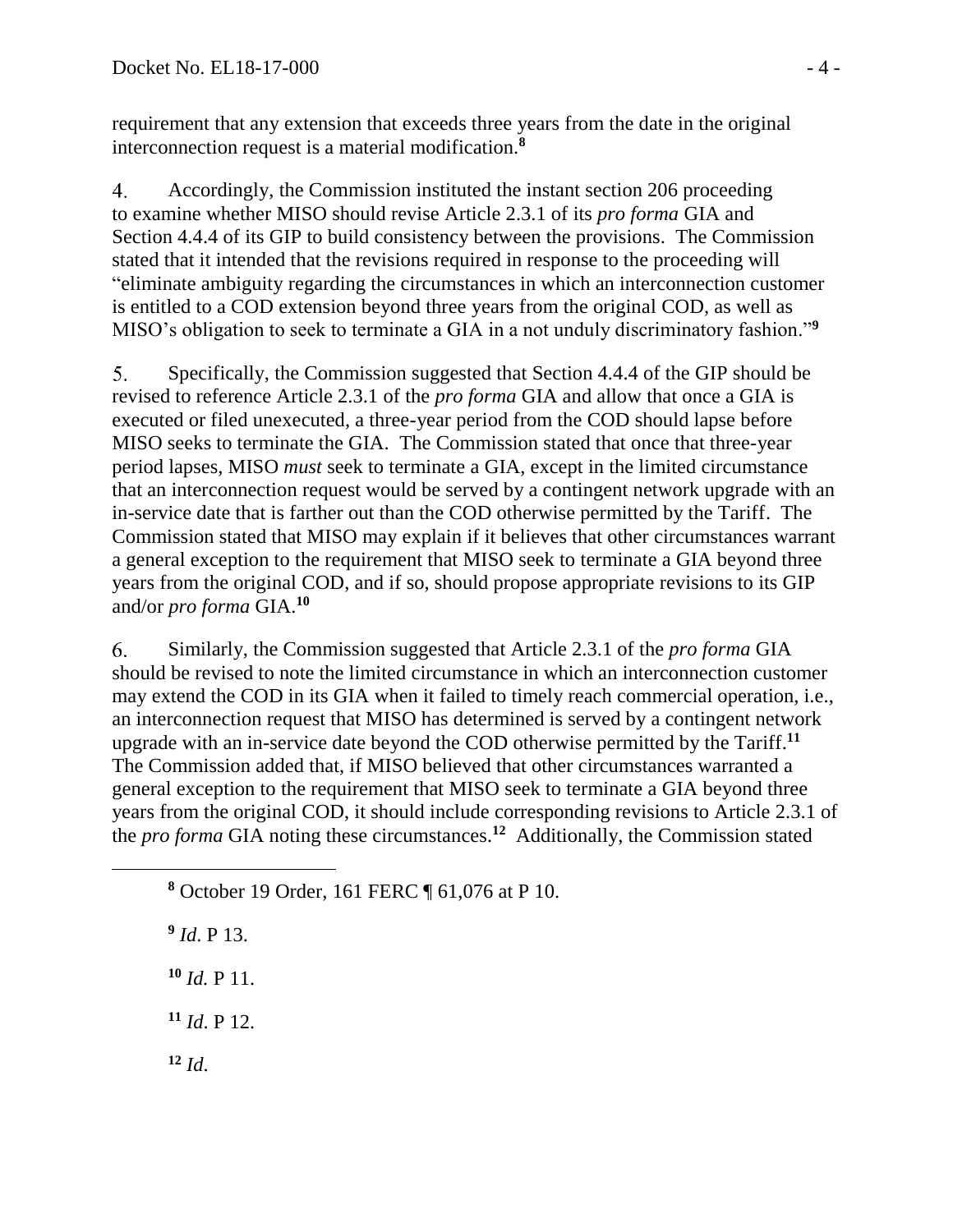requirement that any extension that exceeds three years from the date in the original interconnection request is a material modification.[8]

4. Accordingly, the Commission instituted the instant section 206 proceeding to examine whether MISO should revise Article 2.3.1 of its *pro forma* GIA and Section 4.4.4 of its GIP to build consistency between the provisions. The Commission stated that it intended that the revisions required in response to the proceeding will "eliminate ambiguity regarding the circumstances in which an interconnection customer is entitled to a COD extension beyond three years from the original COD, as well as MISO's obligation to seek to terminate a GIA in a not unduly discriminatory fashion."[9]

5. Specifically, the Commission suggested that Section 4.4.4 of the GIP should be revised to reference Article 2.3.1 of the *pro forma* GIA and allow that once a GIA is executed or filed unexecuted, a three-year period from the COD should lapse before MISO seeks to terminate the GIA. The Commission stated that once that three-year period lapses, MISO *must* seek to terminate a GIA, except in the limited circumstance that an interconnection request would be served by a contingent network upgrade with an in-service date that is farther out than the COD otherwise permitted by the Tariff. The Commission stated that MISO may explain if it believes that other circumstances warrant a general exception to the requirement that MISO seek to terminate a GIA beyond three years from the original COD, and if so, should propose appropriate revisions to its GIP and/or *pro forma* GIA.[10]

6. Similarly, the Commission suggested that Article 2.3.1 of the *pro forma* GIA should be revised to note the limited circumstance in which an interconnection customer may extend the COD in its GIA when it failed to timely reach commercial operation, i.e., an interconnection request that MISO has determined is served by a contingent network upgrade with an in-service date beyond the COD otherwise permitted by the Tariff.[11] The Commission added that, if MISO believed that other circumstances warranted a general exception to the requirement that MISO seek to terminate a GIA beyond three years from the original COD, it should include corresponding revisions to Article 2.3.1 of the *pro forma* GIA noting these circumstances.[12] Additionally, the Commission stated

[8] October 19 Order, 161 FERC ¶ 61,076 at P 10.

[9] *Id*. P 13.

[10] *Id.* P 11.

[11] *Id*. P 12.

[12] *Id*.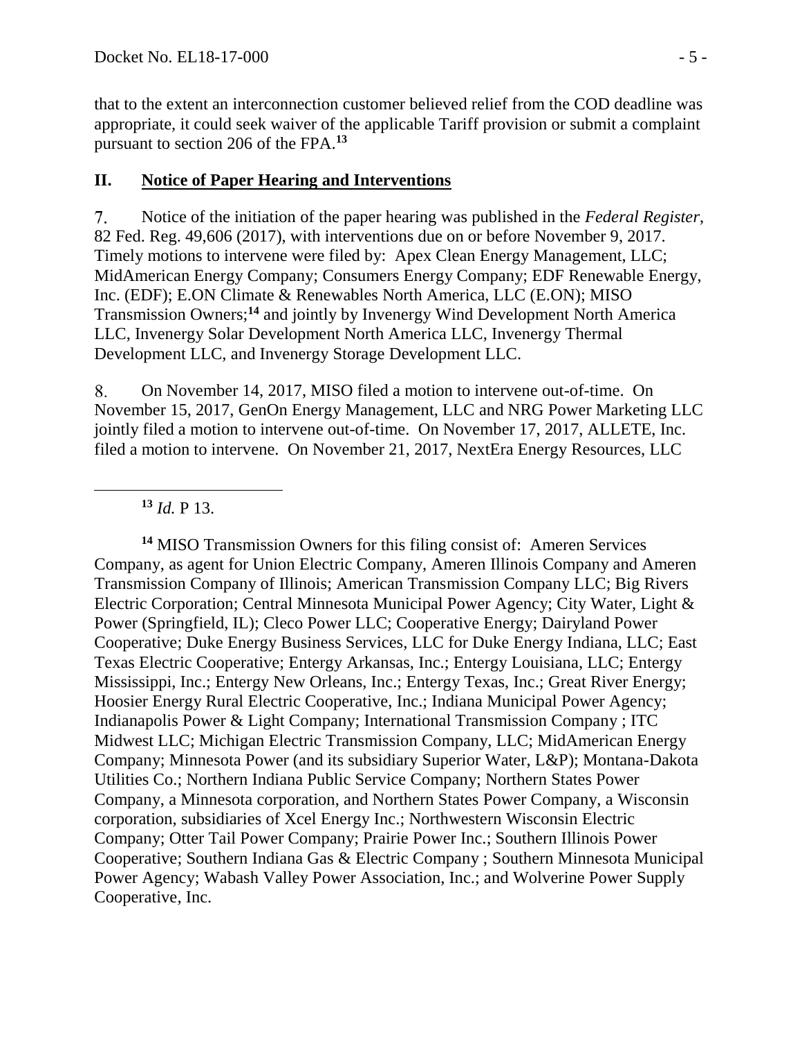that to the extent an interconnection customer believed relief from the COD deadline was appropriate, it could seek waiver of the applicable Tariff provision or submit a complaint pursuant to section 206 of the FPA.[13]

## II. Notice of Paper Hearing and Interventions

7. Notice of the initiation of the paper hearing was published in the *Federal Register*, 82 Fed. Reg. 49,606 (2017), with interventions due on or before November 9, 2017. Timely motions to intervene were filed by: Apex Clean Energy Management, LLC; MidAmerican Energy Company; Consumers Energy Company; EDF Renewable Energy, Inc. (EDF); E.ON Climate & Renewables North America, LLC (E.ON); MISO Transmission Owners;[14] and jointly by Invenergy Wind Development North America LLC, Invenergy Solar Development North America LLC, Invenergy Thermal Development LLC, and Invenergy Storage Development LLC.

8. On November 14, 2017, MISO filed a motion to intervene out-of-time. On November 15, 2017, GenOn Energy Management, LLC and NRG Power Marketing LLC jointly filed a motion to intervene out-of-time. On November 17, 2017, ALLETE, Inc. filed a motion to intervene. On November 21, 2017, NextEra Energy Resources, LLC

---

[13] *Id.* P 13.

[14] MISO Transmission Owners for this filing consist of: Ameren Services Company, as agent for Union Electric Company, Ameren Illinois Company and Ameren Transmission Company of Illinois; American Transmission Company LLC; Big Rivers Electric Corporation; Central Minnesota Municipal Power Agency; City Water, Light & Power (Springfield, IL); Cleco Power LLC; Cooperative Energy; Dairyland Power Cooperative; Duke Energy Business Services, LLC for Duke Energy Indiana, LLC; East Texas Electric Cooperative; Entergy Arkansas, Inc.; Entergy Louisiana, LLC; Entergy Mississippi, Inc.; Entergy New Orleans, Inc.; Entergy Texas, Inc.; Great River Energy; Hoosier Energy Rural Electric Cooperative, Inc.; Indiana Municipal Power Agency; Indianapolis Power & Light Company; International Transmission Company ; ITC Midwest LLC; Michigan Electric Transmission Company, LLC; MidAmerican Energy Company; Minnesota Power (and its subsidiary Superior Water, L&P); Montana-Dakota Utilities Co.; Northern Indiana Public Service Company; Northern States Power Company, a Minnesota corporation, and Northern States Power Company, a Wisconsin corporation, subsidiaries of Xcel Energy Inc.; Northwestern Wisconsin Electric Company; Otter Tail Power Company; Prairie Power Inc.; Southern Illinois Power Cooperative; Southern Indiana Gas & Electric Company ; Southern Minnesota Municipal Power Agency; Wabash Valley Power Association, Inc.; and Wolverine Power Supply Cooperative, Inc.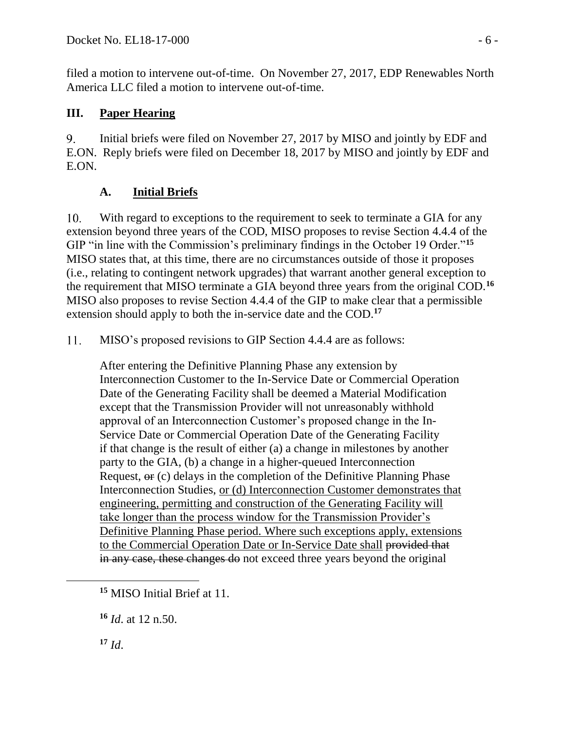filed a motion to intervene out-of-time. On November 27, 2017, EDP Renewables North America LLC filed a motion to intervene out-of-time.

## III. Paper Hearing

9. Initial briefs were filed on November 27, 2017 by MISO and jointly by EDF and E.ON. Reply briefs were filed on December 18, 2017 by MISO and jointly by EDF and E.ON.

### A. Initial Briefs

10. With regard to exceptions to the requirement to seek to terminate a GIA for any extension beyond three years of the COD, MISO proposes to revise Section 4.4.4 of the GIP "in line with the Commission's preliminary findings in the October 19 Order."[15] MISO states that, at this time, there are no circumstances outside of those it proposes (i.e., relating to contingent network upgrades) that warrant another general exception to the requirement that MISO terminate a GIA beyond three years from the original COD.[16] MISO also proposes to revise Section 4.4.4 of the GIP to make clear that a permissible extension should apply to both the in-service date and the COD.[17]

11. MISO's proposed revisions to GIP Section 4.4.4 are as follows:

> After entering the Definitive Planning Phase any extension by Interconnection Customer to the In-Service Date or Commercial Operation Date of the Generating Facility shall be deemed a Material Modification except that the Transmission Provider will not unreasonably withhold approval of an Interconnection Customer's proposed change in the In-Service Date or Commercial Operation Date of the Generating Facility if that change is the result of either (a) a change in milestones by another party to the GIA, (b) a change in a higher-queued Interconnection Request, ~~or~~ (c) delays in the completion of the Definitive Planning Phase Interconnection Studies, <u>or (d) Interconnection Customer demonstrates that engineering, permitting and construction of the Generating Facility will take longer than the process window for the Transmission Provider's Definitive Planning Phase period. Where such exceptions apply, extensions to the Commercial Operation Date or In-Service Date shall</u> ~~provided that in any case, these changes do~~ not exceed three years beyond the original

[15] MISO Initial Brief at 11.

[16] *Id*. at 12 n.50.

[17] *Id*.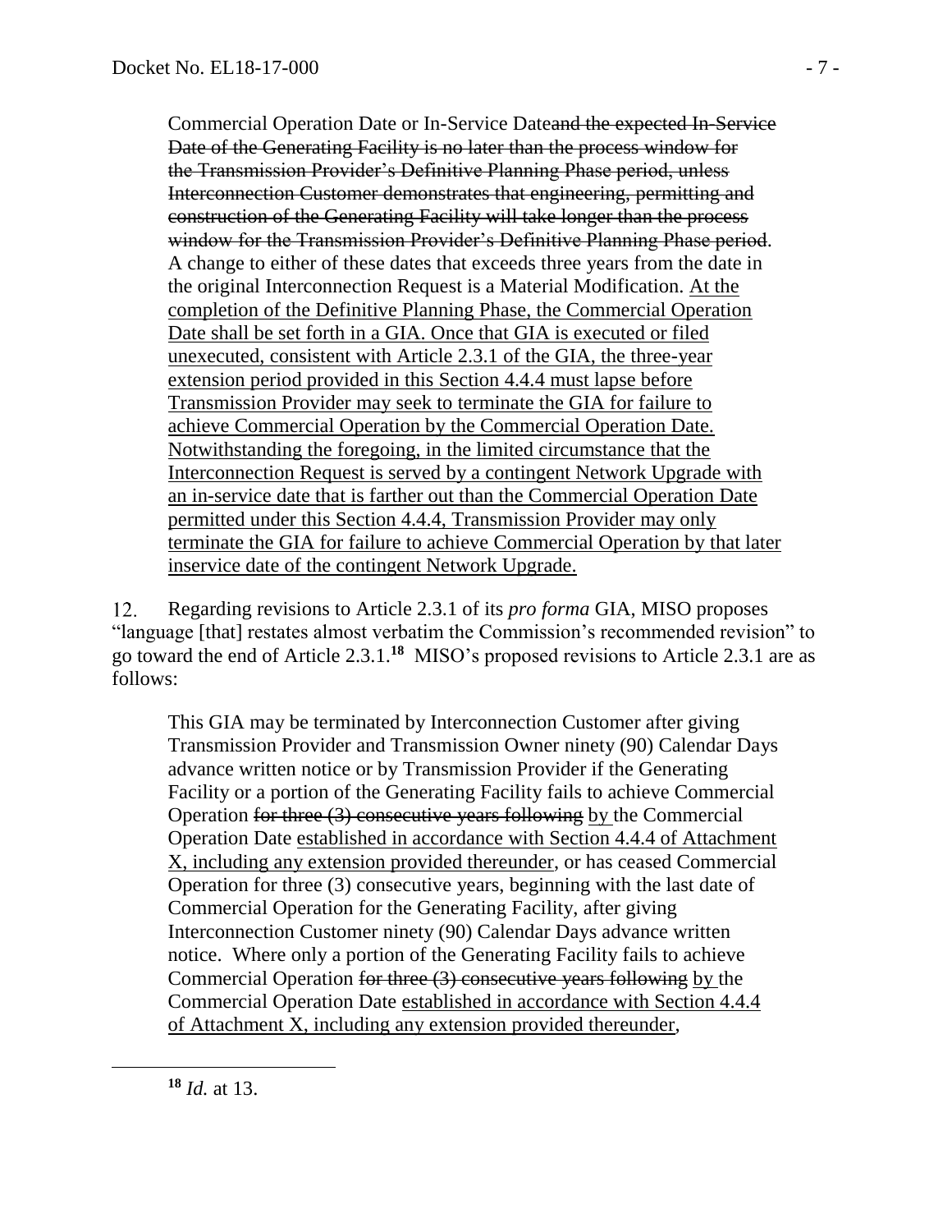Commercial Operation Date or In-Service Date~~and the expected In-Service Date of the Generating Facility is no later than the process window for the Transmission Provider's Definitive Planning Phase period, unless Interconnection Customer demonstrates that engineering, permitting and construction of the Generating Facility will take longer than the process window for the Transmission Provider's Definitive Planning Phase period~~. A change to either of these dates that exceeds three years from the date in the original Interconnection Request is a Material Modification. <u>At the completion of the Definitive Planning Phase, the Commercial Operation Date shall be set forth in a GIA. Once that GIA is executed or filed unexecuted, consistent with Article 2.3.1 of the GIA, the three-year extension period provided in this Section 4.4.4 must lapse before Transmission Provider may seek to terminate the GIA for failure to achieve Commercial Operation by the Commercial Operation Date. Notwithstanding the foregoing, in the limited circumstance that the Interconnection Request is served by a contingent Network Upgrade with an in-service date that is farther out than the Commercial Operation Date permitted under this Section 4.4.4, Transmission Provider may only terminate the GIA for failure to achieve Commercial Operation by that later inservice date of the contingent Network Upgrade.</u>

12. Regarding revisions to Article 2.3.1 of its *pro forma* GIA, MISO proposes "language [that] restates almost verbatim the Commission's recommended revision" to go toward the end of Article 2.3.1.[18] MISO's proposed revisions to Article 2.3.1 are as follows:

> This GIA may be terminated by Interconnection Customer after giving Transmission Provider and Transmission Owner ninety (90) Calendar Days advance written notice or by Transmission Provider if the Generating Facility or a portion of the Generating Facility fails to achieve Commercial Operation ~~for three (3) consecutive years following~~ <u>by</u> the Commercial Operation Date <u>established in accordance with Section 4.4.4 of Attachment X, including any extension provided thereunder</u>, or has ceased Commercial Operation for three (3) consecutive years, beginning with the last date of Commercial Operation for the Generating Facility, after giving Interconnection Customer ninety (90) Calendar Days advance written notice. Where only a portion of the Generating Facility fails to achieve Commercial Operation ~~for three (3) consecutive years following~~ <u>by</u> the Commercial Operation Date <u>established in accordance with Section 4.4.4 of Attachment X, including any extension provided thereunder</u>,

[18] *Id.* at 13.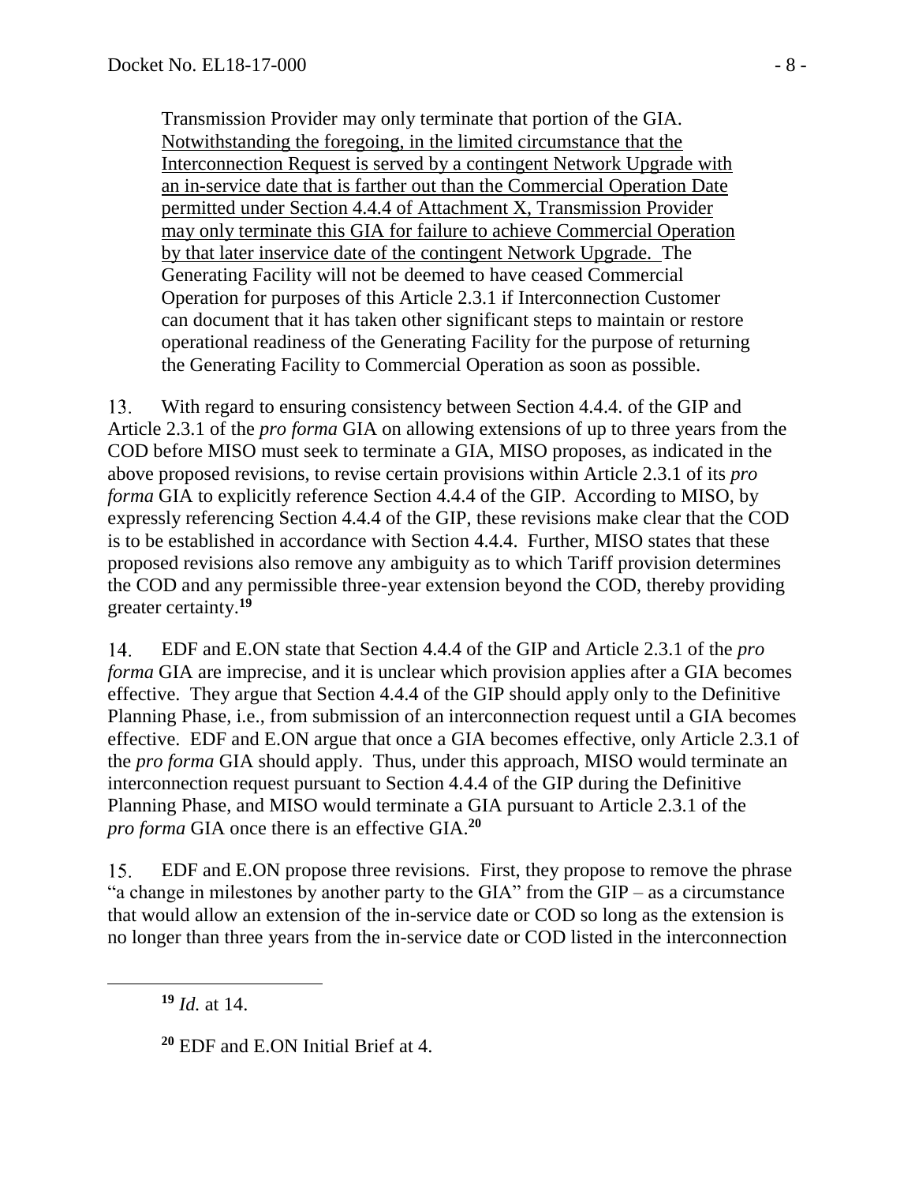> Transmission Provider may only terminate that portion of the GIA. <u>Notwithstanding the foregoing, in the limited circumstance that the Interconnection Request is served by a contingent Network Upgrade with an in-service date that is farther out than the Commercial Operation Date permitted under Section 4.4.4 of Attachment X, Transmission Provider may only terminate this GIA for failure to achieve Commercial Operation by that later inservice date of the contingent Network Upgrade.</u> The Generating Facility will not be deemed to have ceased Commercial Operation for purposes of this Article 2.3.1 if Interconnection Customer can document that it has taken other significant steps to maintain or restore operational readiness of the Generating Facility for the purpose of returning the Generating Facility to Commercial Operation as soon as possible.

13. With regard to ensuring consistency between Section 4.4.4. of the GIP and Article 2.3.1 of the *pro forma* GIA on allowing extensions of up to three years from the COD before MISO must seek to terminate a GIA, MISO proposes, as indicated in the above proposed revisions, to revise certain provisions within Article 2.3.1 of its *pro forma* GIA to explicitly reference Section 4.4.4 of the GIP. According to MISO, by expressly referencing Section 4.4.4 of the GIP, these revisions make clear that the COD is to be established in accordance with Section 4.4.4. Further, MISO states that these proposed revisions also remove any ambiguity as to which Tariff provision determines the COD and any permissible three-year extension beyond the COD, thereby providing greater certainty.[19]

14. EDF and E.ON state that Section 4.4.4 of the GIP and Article 2.3.1 of the *pro forma* GIA are imprecise, and it is unclear which provision applies after a GIA becomes effective. They argue that Section 4.4.4 of the GIP should apply only to the Definitive Planning Phase, i.e., from submission of an interconnection request until a GIA becomes effective. EDF and E.ON argue that once a GIA becomes effective, only Article 2.3.1 of the *pro forma* GIA should apply. Thus, under this approach, MISO would terminate an interconnection request pursuant to Section 4.4.4 of the GIP during the Definitive Planning Phase, and MISO would terminate a GIA pursuant to Article 2.3.1 of the *pro forma* GIA once there is an effective GIA.[20]

15. EDF and E.ON propose three revisions. First, they propose to remove the phrase "a change in milestones by another party to the GIA" from the GIP – as a circumstance that would allow an extension of the in-service date or COD so long as the extension is no longer than three years from the in-service date or COD listed in the interconnection

---

[19] *Id.* at 14.

[20] EDF and E.ON Initial Brief at 4.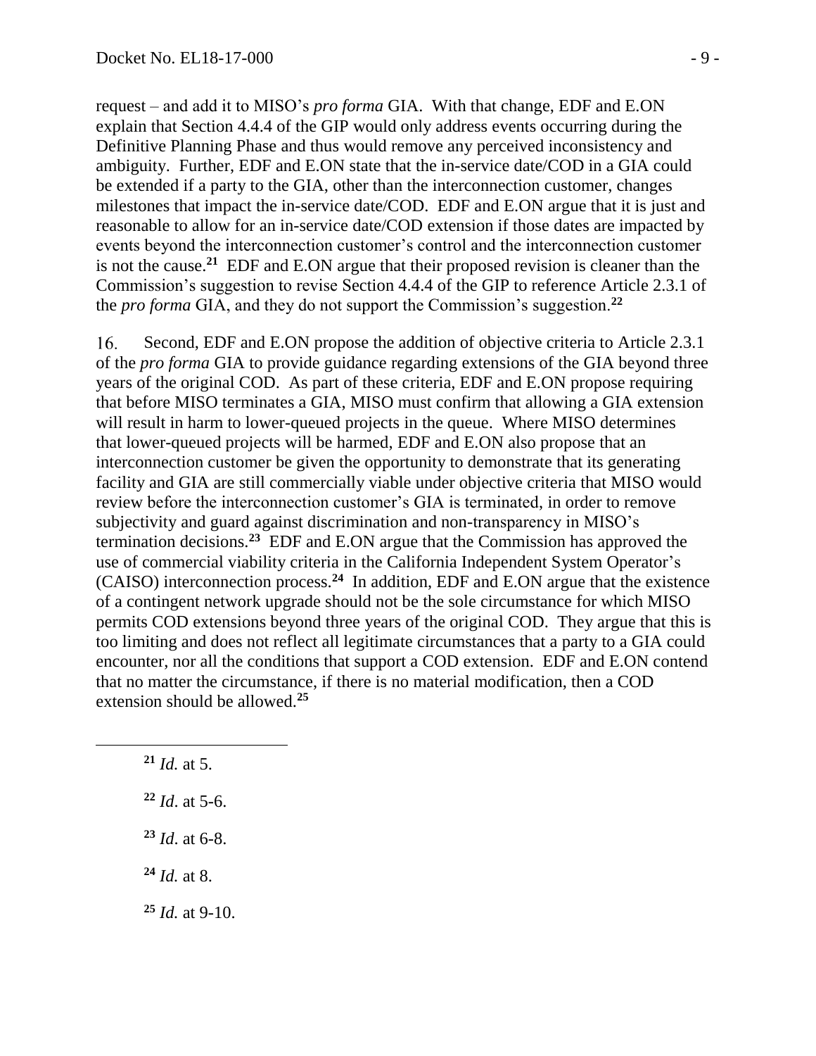request – and add it to MISO's *pro forma* GIA. With that change, EDF and E.ON explain that Section 4.4.4 of the GIP would only address events occurring during the Definitive Planning Phase and thus would remove any perceived inconsistency and ambiguity. Further, EDF and E.ON state that the in-service date/COD in a GIA could be extended if a party to the GIA, other than the interconnection customer, changes milestones that impact the in-service date/COD. EDF and E.ON argue that it is just and reasonable to allow for an in-service date/COD extension if those dates are impacted by events beyond the interconnection customer's control and the interconnection customer is not the cause.[21] EDF and E.ON argue that their proposed revision is cleaner than the Commission's suggestion to revise Section 4.4.4 of the GIP to reference Article 2.3.1 of the *pro forma* GIA, and they do not support the Commission's suggestion.[22]

16. Second, EDF and E.ON propose the addition of objective criteria to Article 2.3.1 of the *pro forma* GIA to provide guidance regarding extensions of the GIA beyond three years of the original COD. As part of these criteria, EDF and E.ON propose requiring that before MISO terminates a GIA, MISO must confirm that allowing a GIA extension will result in harm to lower-queued projects in the queue. Where MISO determines that lower-queued projects will be harmed, EDF and E.ON also propose that an interconnection customer be given the opportunity to demonstrate that its generating facility and GIA are still commercially viable under objective criteria that MISO would review before the interconnection customer's GIA is terminated, in order to remove subjectivity and guard against discrimination and non-transparency in MISO's termination decisions.[23] EDF and E.ON argue that the Commission has approved the use of commercial viability criteria in the California Independent System Operator's (CAISO) interconnection process.[24] In addition, EDF and E.ON argue that the existence of a contingent network upgrade should not be the sole circumstance for which MISO permits COD extensions beyond three years of the original COD. They argue that this is too limiting and does not reflect all legitimate circumstances that a party to a GIA could encounter, nor all the conditions that support a COD extension. EDF and E.ON contend that no matter the circumstance, if there is no material modification, then a COD extension should be allowed.[25]

---

[21] *Id.* at 5.

[22] *Id*. at 5-6.

[23] *Id*. at 6-8.

[24] *Id.* at 8.

[25] *Id.* at 9-10.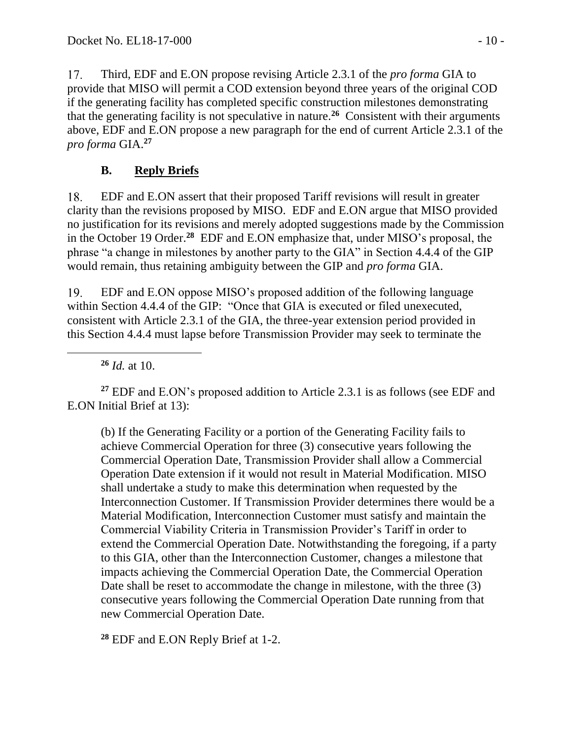17. Third, EDF and E.ON propose revising Article 2.3.1 of the *pro forma* GIA to provide that MISO will permit a COD extension beyond three years of the original COD if the generating facility has completed specific construction milestones demonstrating that the generating facility is not speculative in nature.[26] Consistent with their arguments above, EDF and E.ON propose a new paragraph for the end of current Article 2.3.1 of the *pro forma* GIA.[27]

### B. Reply Briefs

18. EDF and E.ON assert that their proposed Tariff revisions will result in greater clarity than the revisions proposed by MISO. EDF and E.ON argue that MISO provided no justification for its revisions and merely adopted suggestions made by the Commission in the October 19 Order.[28] EDF and E.ON emphasize that, under MISO's proposal, the phrase "a change in milestones by another party to the GIA" in Section 4.4.4 of the GIP would remain, thus retaining ambiguity between the GIP and *pro forma* GIA.

19. EDF and E.ON oppose MISO's proposed addition of the following language within Section 4.4.4 of the GIP: "Once that GIA is executed or filed unexecuted, consistent with Article 2.3.1 of the GIA, the three-year extension period provided in this Section 4.4.4 must lapse before Transmission Provider may seek to terminate the

---

[26] *Id.* at 10.

[27] EDF and E.ON's proposed addition to Article 2.3.1 is as follows (see EDF and E.ON Initial Brief at 13):

> (b) If the Generating Facility or a portion of the Generating Facility fails to achieve Commercial Operation for three (3) consecutive years following the Commercial Operation Date, Transmission Provider shall allow a Commercial Operation Date extension if it would not result in Material Modification. MISO shall undertake a study to make this determination when requested by the Interconnection Customer. If Transmission Provider determines there would be a Material Modification, Interconnection Customer must satisfy and maintain the Commercial Viability Criteria in Transmission Provider's Tariff in order to extend the Commercial Operation Date. Notwithstanding the foregoing, if a party to this GIA, other than the Interconnection Customer, changes a milestone that impacts achieving the Commercial Operation Date, the Commercial Operation Date shall be reset to accommodate the change in milestone, with the three (3) consecutive years following the Commercial Operation Date running from that new Commercial Operation Date.

[28] EDF and E.ON Reply Brief at 1-2.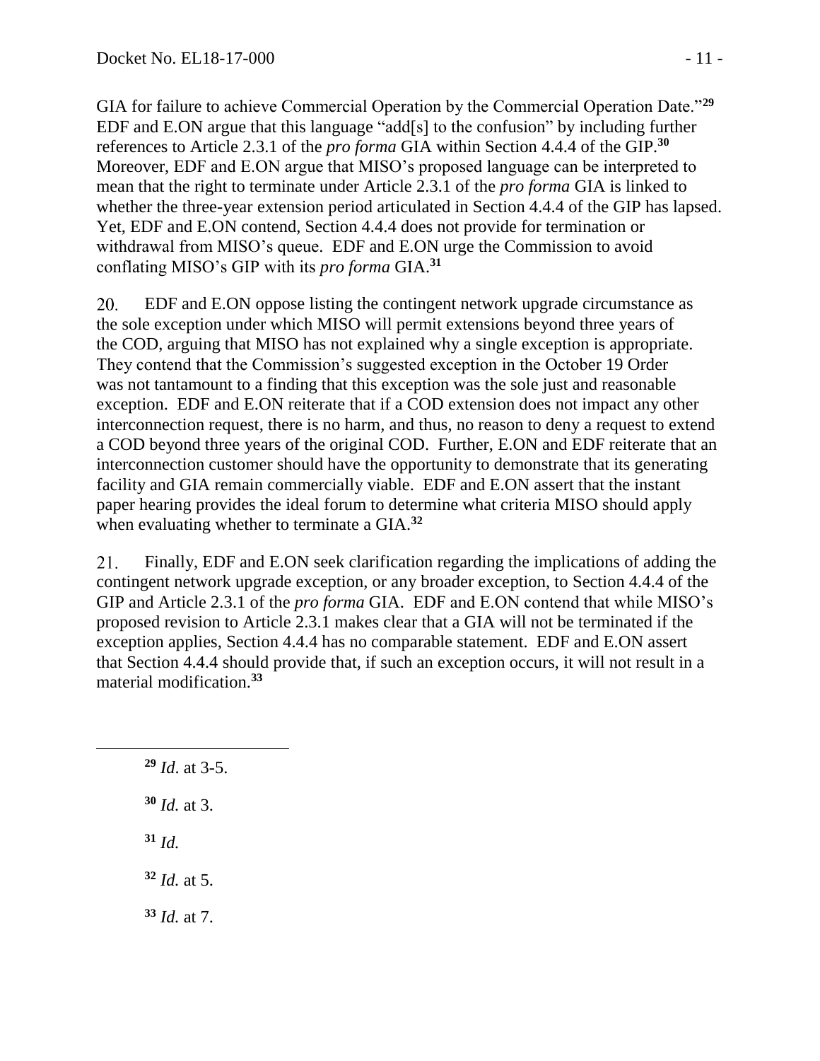GIA for failure to achieve Commercial Operation by the Commercial Operation Date."[29] EDF and E.ON argue that this language "add[s] to the confusion" by including further references to Article 2.3.1 of the *pro forma* GIA within Section 4.4.4 of the GIP.[30] Moreover, EDF and E.ON argue that MISO's proposed language can be interpreted to mean that the right to terminate under Article 2.3.1 of the *pro forma* GIA is linked to whether the three-year extension period articulated in Section 4.4.4 of the GIP has lapsed. Yet, EDF and E.ON contend, Section 4.4.4 does not provide for termination or withdrawal from MISO's queue. EDF and E.ON urge the Commission to avoid conflating MISO's GIP with its *pro forma* GIA.[31]

20. EDF and E.ON oppose listing the contingent network upgrade circumstance as the sole exception under which MISO will permit extensions beyond three years of the COD, arguing that MISO has not explained why a single exception is appropriate. They contend that the Commission's suggested exception in the October 19 Order was not tantamount to a finding that this exception was the sole just and reasonable exception. EDF and E.ON reiterate that if a COD extension does not impact any other interconnection request, there is no harm, and thus, no reason to deny a request to extend a COD beyond three years of the original COD. Further, E.ON and EDF reiterate that an interconnection customer should have the opportunity to demonstrate that its generating facility and GIA remain commercially viable. EDF and E.ON assert that the instant paper hearing provides the ideal forum to determine what criteria MISO should apply when evaluating whether to terminate a GIA.[32]

21. Finally, EDF and E.ON seek clarification regarding the implications of adding the contingent network upgrade exception, or any broader exception, to Section 4.4.4 of the GIP and Article 2.3.1 of the *pro forma* GIA. EDF and E.ON contend that while MISO's proposed revision to Article 2.3.1 makes clear that a GIA will not be terminated if the exception applies, Section 4.4.4 has no comparable statement. EDF and E.ON assert that Section 4.4.4 should provide that, if such an exception occurs, it will not result in a material modification.[33]

---

[29] *Id*. at 3-5.

[30] *Id.* at 3.

[31] *Id.*

[32] *Id.* at 5.

[33] *Id.* at 7.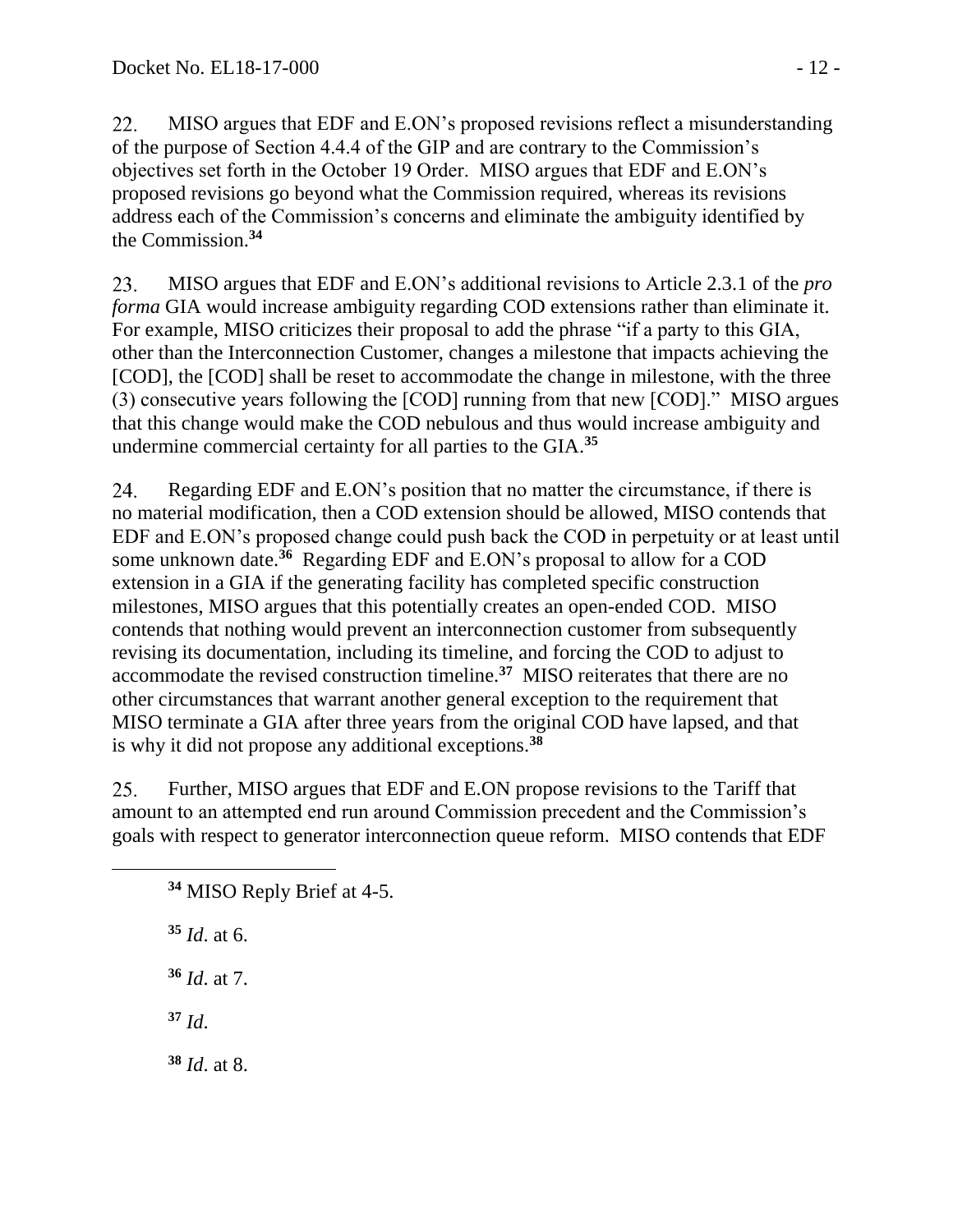22. MISO argues that EDF and E.ON's proposed revisions reflect a misunderstanding of the purpose of Section 4.4.4 of the GIP and are contrary to the Commission's objectives set forth in the October 19 Order. MISO argues that EDF and E.ON's proposed revisions go beyond what the Commission required, whereas its revisions address each of the Commission's concerns and eliminate the ambiguity identified by the Commission.[34]

23. MISO argues that EDF and E.ON's additional revisions to Article 2.3.1 of the *pro forma* GIA would increase ambiguity regarding COD extensions rather than eliminate it. For example, MISO criticizes their proposal to add the phrase "if a party to this GIA, other than the Interconnection Customer, changes a milestone that impacts achieving the [COD], the [COD] shall be reset to accommodate the change in milestone, with the three (3) consecutive years following the [COD] running from that new [COD]." MISO argues that this change would make the COD nebulous and thus would increase ambiguity and undermine commercial certainty for all parties to the GIA.[35]

24. Regarding EDF and E.ON's position that no matter the circumstance, if there is no material modification, then a COD extension should be allowed, MISO contends that EDF and E.ON's proposed change could push back the COD in perpetuity or at least until some unknown date.[36] Regarding EDF and E.ON's proposal to allow for a COD extension in a GIA if the generating facility has completed specific construction milestones, MISO argues that this potentially creates an open-ended COD. MISO contends that nothing would prevent an interconnection customer from subsequently revising its documentation, including its timeline, and forcing the COD to adjust to accommodate the revised construction timeline.[37] MISO reiterates that there are no other circumstances that warrant another general exception to the requirement that MISO terminate a GIA after three years from the original COD have lapsed, and that is why it did not propose any additional exceptions.[38]

25. Further, MISO argues that EDF and E.ON propose revisions to the Tariff that amount to an attempted end run around Commission precedent and the Commission's goals with respect to generator interconnection queue reform. MISO contends that EDF

---

[34] MISO Reply Brief at 4-5.

[35] *Id*. at 6.

[36] *Id*. at 7.

[37] *Id*.

[38] *Id*. at 8.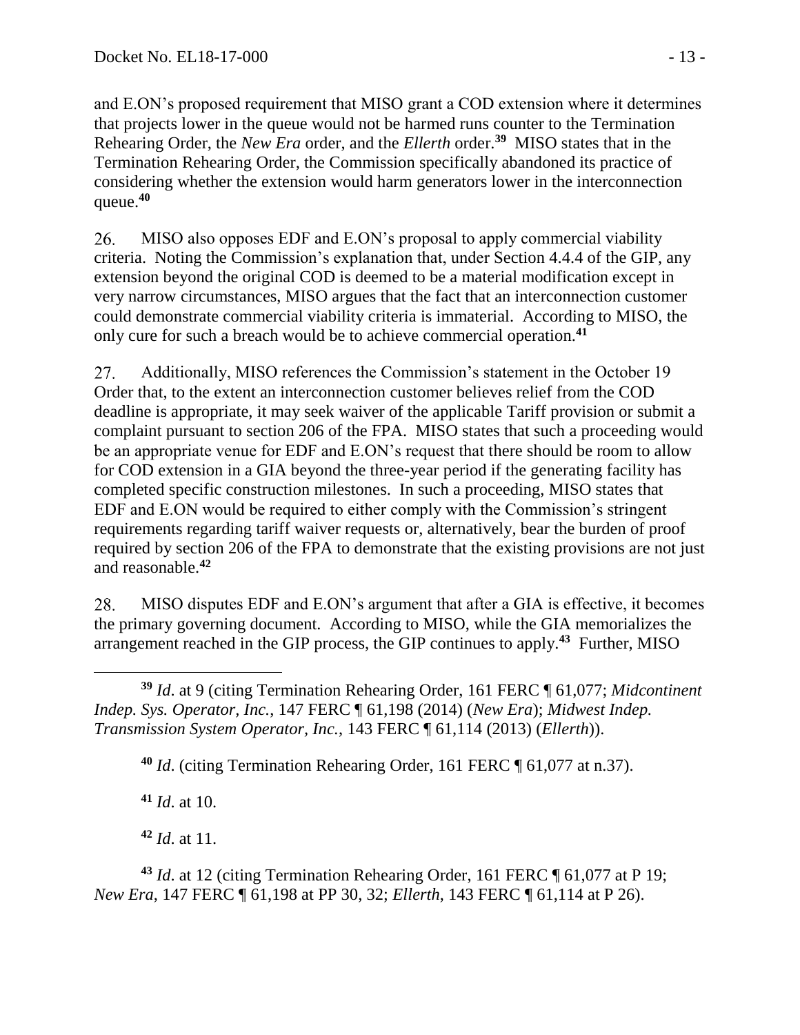and E.ON's proposed requirement that MISO grant a COD extension where it determines that projects lower in the queue would not be harmed runs counter to the Termination Rehearing Order, the *New Era* order, and the *Ellerth* order.[39] MISO states that in the Termination Rehearing Order, the Commission specifically abandoned its practice of considering whether the extension would harm generators lower in the interconnection queue.[40]

26. MISO also opposes EDF and E.ON's proposal to apply commercial viability criteria. Noting the Commission's explanation that, under Section 4.4.4 of the GIP, any extension beyond the original COD is deemed to be a material modification except in very narrow circumstances, MISO argues that the fact that an interconnection customer could demonstrate commercial viability criteria is immaterial. According to MISO, the only cure for such a breach would be to achieve commercial operation.[41]

27. Additionally, MISO references the Commission's statement in the October 19 Order that, to the extent an interconnection customer believes relief from the COD deadline is appropriate, it may seek waiver of the applicable Tariff provision or submit a complaint pursuant to section 206 of the FPA. MISO states that such a proceeding would be an appropriate venue for EDF and E.ON's request that there should be room to allow for COD extension in a GIA beyond the three-year period if the generating facility has completed specific construction milestones. In such a proceeding, MISO states that EDF and E.ON would be required to either comply with the Commission's stringent requirements regarding tariff waiver requests or, alternatively, bear the burden of proof required by section 206 of the FPA to demonstrate that the existing provisions are not just and reasonable.[42]

28. MISO disputes EDF and E.ON's argument that after a GIA is effective, it becomes the primary governing document. According to MISO, while the GIA memorializes the arrangement reached in the GIP process, the GIP continues to apply.[43] Further, MISO

---

[39] *Id*. at 9 (citing Termination Rehearing Order, 161 FERC ¶ 61,077; *Midcontinent Indep. Sys. Operator, Inc.*, 147 FERC ¶ 61,198 (2014) (*New Era*); *Midwest Indep. Transmission System Operator, Inc.*, 143 FERC ¶ 61,114 (2013) (*Ellerth*)).

[40] *Id*. (citing Termination Rehearing Order, 161 FERC ¶ 61,077 at n.37).

[41] *Id*. at 10.

[42] *Id*. at 11.

[43] *Id*. at 12 (citing Termination Rehearing Order, 161 FERC ¶ 61,077 at P 19; *New Era*, 147 FERC ¶ 61,198 at PP 30, 32; *Ellerth*, 143 FERC ¶ 61,114 at P 26).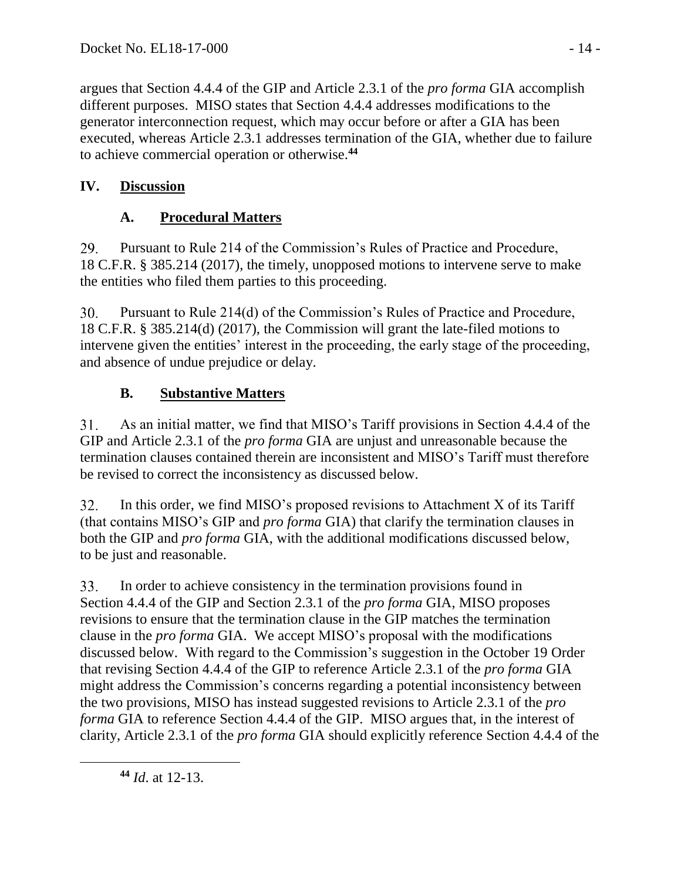argues that Section 4.4.4 of the GIP and Article 2.3.1 of the *pro forma* GIA accomplish different purposes. MISO states that Section 4.4.4 addresses modifications to the generator interconnection request, which may occur before or after a GIA has been executed, whereas Article 2.3.1 addresses termination of the GIA, whether due to failure to achieve commercial operation or otherwise.[44]

## IV. Discussion

### A. Procedural Matters

29. Pursuant to Rule 214 of the Commission's Rules of Practice and Procedure, 18 C.F.R. § 385.214 (2017), the timely, unopposed motions to intervene serve to make the entities who filed them parties to this proceeding.

30. Pursuant to Rule 214(d) of the Commission's Rules of Practice and Procedure, 18 C.F.R. § 385.214(d) (2017), the Commission will grant the late-filed motions to intervene given the entities' interest in the proceeding, the early stage of the proceeding, and absence of undue prejudice or delay.

### B. Substantive Matters

31. As an initial matter, we find that MISO's Tariff provisions in Section 4.4.4 of the GIP and Article 2.3.1 of the *pro forma* GIA are unjust and unreasonable because the termination clauses contained therein are inconsistent and MISO's Tariff must therefore be revised to correct the inconsistency as discussed below.

32. In this order, we find MISO's proposed revisions to Attachment X of its Tariff (that contains MISO's GIP and *pro forma* GIA) that clarify the termination clauses in both the GIP and *pro forma* GIA, with the additional modifications discussed below, to be just and reasonable.

33. In order to achieve consistency in the termination provisions found in Section 4.4.4 of the GIP and Section 2.3.1 of the *pro forma* GIA, MISO proposes revisions to ensure that the termination clause in the GIP matches the termination clause in the *pro forma* GIA. We accept MISO's proposal with the modifications discussed below. With regard to the Commission's suggestion in the October 19 Order that revising Section 4.4.4 of the GIP to reference Article 2.3.1 of the *pro forma* GIA might address the Commission's concerns regarding a potential inconsistency between the two provisions, MISO has instead suggested revisions to Article 2.3.1 of the *pro forma* GIA to reference Section 4.4.4 of the GIP. MISO argues that, in the interest of clarity, Article 2.3.1 of the *pro forma* GIA should explicitly reference Section 4.4.4 of the

[44] *Id*. at 12-13.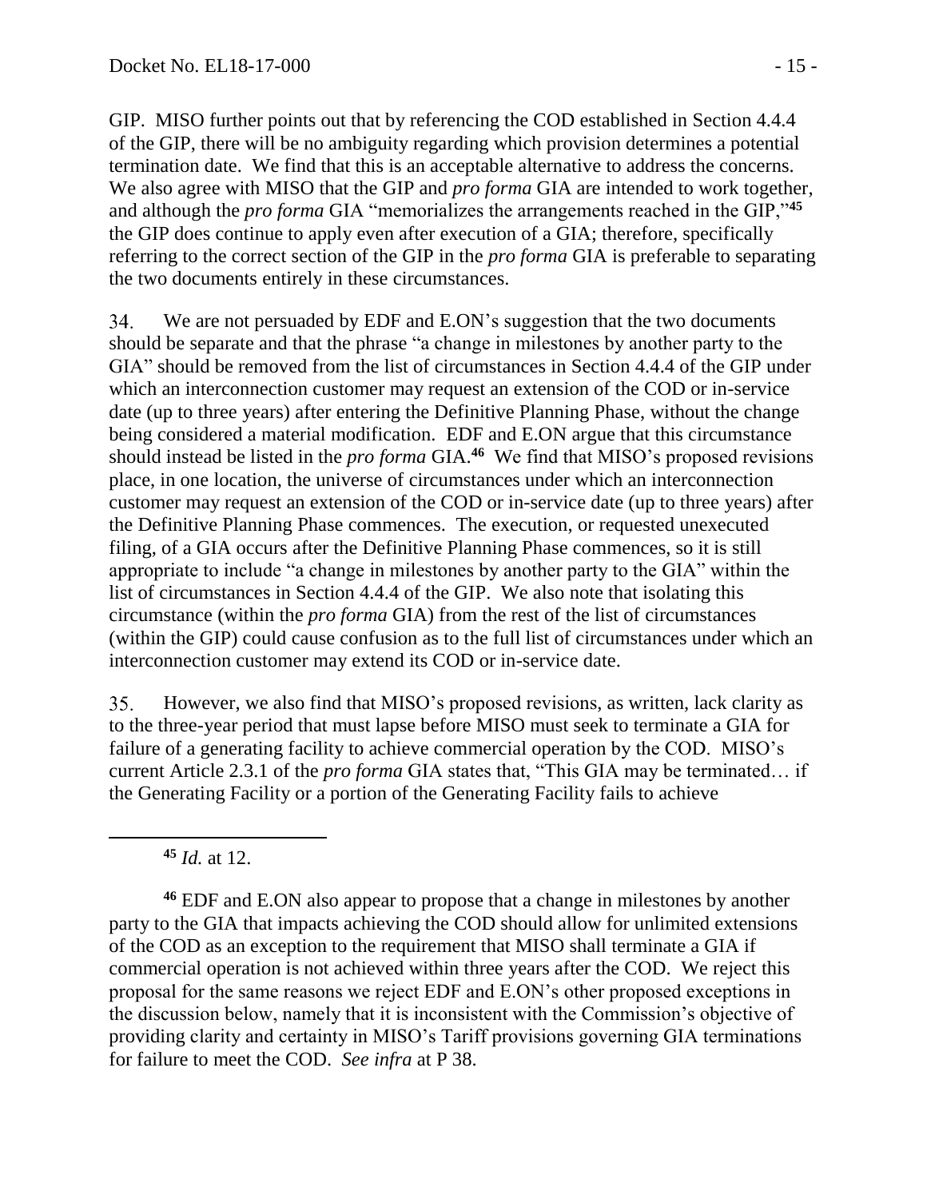GIP. MISO further points out that by referencing the COD established in Section 4.4.4 of the GIP, there will be no ambiguity regarding which provision determines a potential termination date. We find that this is an acceptable alternative to address the concerns. We also agree with MISO that the GIP and *pro forma* GIA are intended to work together, and although the *pro forma* GIA "memorializes the arrangements reached in the GIP,"[45] the GIP does continue to apply even after execution of a GIA; therefore, specifically referring to the correct section of the GIP in the *pro forma* GIA is preferable to separating the two documents entirely in these circumstances.

34. We are not persuaded by EDF and E.ON's suggestion that the two documents should be separate and that the phrase "a change in milestones by another party to the GIA" should be removed from the list of circumstances in Section 4.4.4 of the GIP under which an interconnection customer may request an extension of the COD or in-service date (up to three years) after entering the Definitive Planning Phase, without the change being considered a material modification. EDF and E.ON argue that this circumstance should instead be listed in the *pro forma* GIA.[46] We find that MISO's proposed revisions place, in one location, the universe of circumstances under which an interconnection customer may request an extension of the COD or in-service date (up to three years) after the Definitive Planning Phase commences. The execution, or requested unexecuted filing, of a GIA occurs after the Definitive Planning Phase commences, so it is still appropriate to include "a change in milestones by another party to the GIA" within the list of circumstances in Section 4.4.4 of the GIP. We also note that isolating this circumstance (within the *pro forma* GIA) from the rest of the list of circumstances (within the GIP) could cause confusion as to the full list of circumstances under which an interconnection customer may extend its COD or in-service date.

35. However, we also find that MISO's proposed revisions, as written, lack clarity as to the three-year period that must lapse before MISO must seek to terminate a GIA for failure of a generating facility to achieve commercial operation by the COD. MISO's current Article 2.3.1 of the *pro forma* GIA states that, "This GIA may be terminated… if the Generating Facility or a portion of the Generating Facility fails to achieve

---

[45] *Id.* at 12.

[46] EDF and E.ON also appear to propose that a change in milestones by another party to the GIA that impacts achieving the COD should allow for unlimited extensions of the COD as an exception to the requirement that MISO shall terminate a GIA if commercial operation is not achieved within three years after the COD. We reject this proposal for the same reasons we reject EDF and E.ON's other proposed exceptions in the discussion below, namely that it is inconsistent with the Commission's objective of providing clarity and certainty in MISO's Tariff provisions governing GIA terminations for failure to meet the COD. *See infra* at P 38.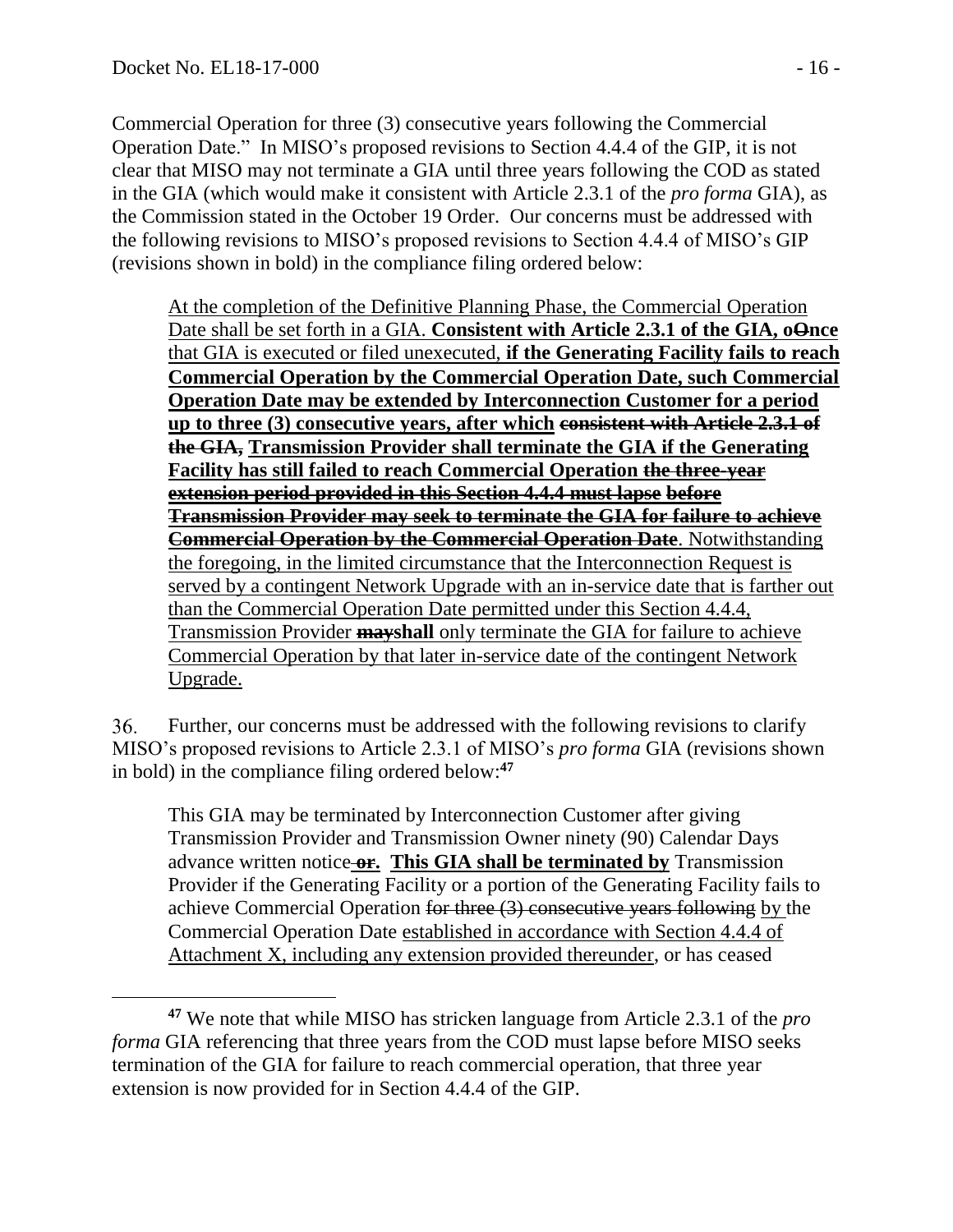Commercial Operation for three (3) consecutive years following the Commercial Operation Date." In MISO's proposed revisions to Section 4.4.4 of the GIP, it is not clear that MISO may not terminate a GIA until three years following the COD as stated in the GIA (which would make it consistent with Article 2.3.1 of the *pro forma* GIA), as the Commission stated in the October 19 Order. Our concerns must be addressed with the following revisions to MISO's proposed revisions to Section 4.4.4 of MISO's GIP (revisions shown in bold) in the compliance filing ordered below:

> <u>At the completion of the Definitive Planning Phase, the Commercial Operation Date shall be set forth in a GIA.</u> <u>**Consistent with Article 2.3.1 of the GIA, o**</u><u>~~**O**~~</u><u>**nce** that GIA is executed or filed unexecuted,</u> <u>**if the Generating Facility fails to reach Commercial Operation by the Commercial Operation Date, such Commercial Operation Date may be extended by Interconnection Customer for a period up to three (3) consecutive years, after which**</u> <u>~~**consistent with Article 2.3.1 of the GIA,**~~</u> <u>**Transmission Provider shall terminate the GIA if the Generating Facility has still failed to reach Commercial Operation**</u> <u>~~**the three-year extension period provided in this Section 4.4.4 must lapse**~~</u> <u>~~**before Transmission Provider may seek to terminate the GIA for failure to achieve Commercial Operation by the Commercial Operation Date**~~</u>. <u>Notwithstanding the foregoing, in the limited circumstance that the Interconnection Request is served by a contingent Network Upgrade with an in-service date that is farther out than the Commercial Operation Date permitted under this Section 4.4.4, Transmission Provider</u> <u>~~**may**~~**shall**</u> <u>only terminate the GIA for failure to achieve Commercial Operation by that later in-service date of the contingent Network Upgrade.</u>

36. Further, our concerns must be addressed with the following revisions to clarify MISO's proposed revisions to Article 2.3.1 of MISO's *pro forma* GIA (revisions shown in bold) in the compliance filing ordered below:[47]

> This GIA may be terminated by Interconnection Customer after giving Transmission Provider and Transmission Owner ninety (90) Calendar Days advance written notice<u>~~**or**~~</u><u>**.**</u> <u>**This GIA shall be terminated by**</u> Transmission Provider if the Generating Facility or a portion of the Generating Facility fails to achieve Commercial Operation ~~for three (3) consecutive years following~~ <u>by</u> the Commercial Operation Date <u>established in accordance with Section 4.4.4 of Attachment X, including any extension provided thereunder</u>, or has ceased

[47] We note that while MISO has stricken language from Article 2.3.1 of the *pro forma* GIA referencing that three years from the COD must lapse before MISO seeks termination of the GIA for failure to reach commercial operation, that three year extension is now provided for in Section 4.4.4 of the GIP.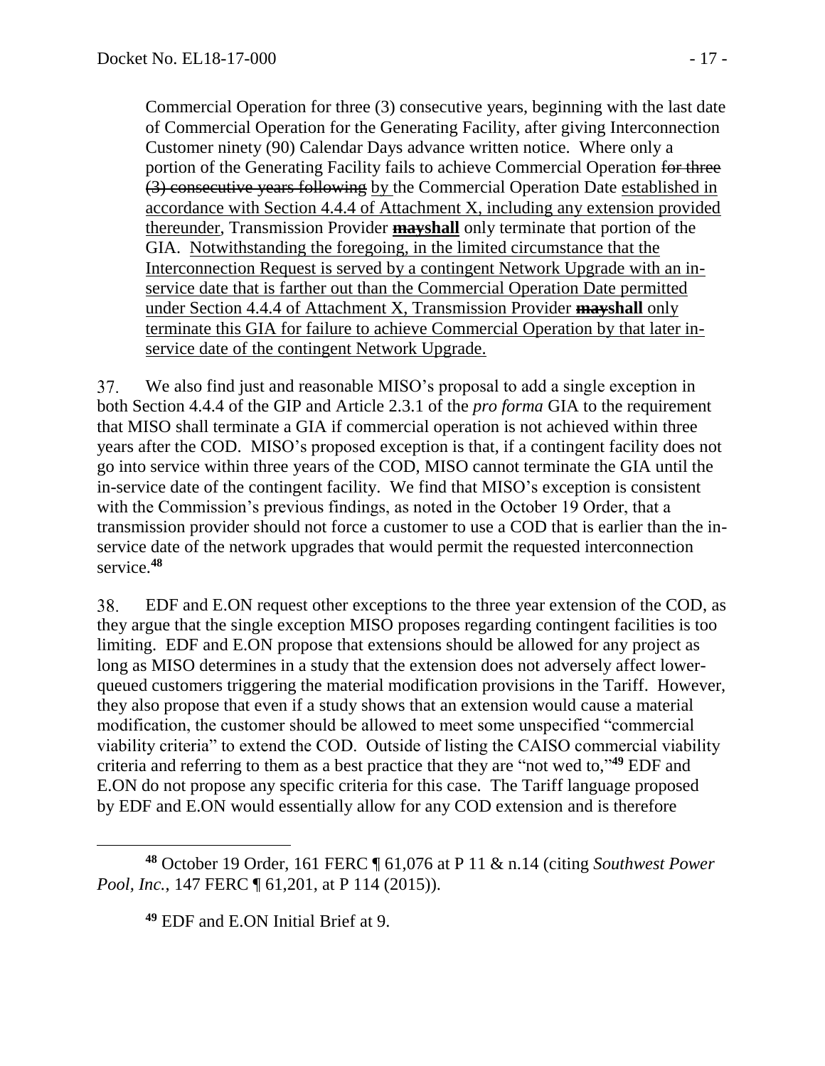Commercial Operation for three (3) consecutive years, beginning with the last date of Commercial Operation for the Generating Facility, after giving Interconnection Customer ninety (90) Calendar Days advance written notice. Where only a portion of the Generating Facility fails to achieve Commercial Operation ~~for three (3) consecutive years following~~ by the Commercial Operation Date established in accordance with Section 4.4.4 of Attachment X, including any extension provided thereunder, Transmission Provider ~~**may**~~**shall** only terminate that portion of the GIA. Notwithstanding the foregoing, in the limited circumstance that the Interconnection Request is served by a contingent Network Upgrade with an in-service date that is farther out than the Commercial Operation Date permitted under Section 4.4.4 of Attachment X, Transmission Provider ~~**may**~~**shall** only terminate this GIA for failure to achieve Commercial Operation by that later in-service date of the contingent Network Upgrade.

37. We also find just and reasonable MISO's proposal to add a single exception in both Section 4.4.4 of the GIP and Article 2.3.1 of the *pro forma* GIA to the requirement that MISO shall terminate a GIA if commercial operation is not achieved within three years after the COD. MISO's proposed exception is that, if a contingent facility does not go into service within three years of the COD, MISO cannot terminate the GIA until the in-service date of the contingent facility. We find that MISO's exception is consistent with the Commission's previous findings, as noted in the October 19 Order, that a transmission provider should not force a customer to use a COD that is earlier than the in-service date of the network upgrades that would permit the requested interconnection service.[48]

38. EDF and E.ON request other exceptions to the three year extension of the COD, as they argue that the single exception MISO proposes regarding contingent facilities is too limiting. EDF and E.ON propose that extensions should be allowed for any project as long as MISO determines in a study that the extension does not adversely affect lower-queued customers triggering the material modification provisions in the Tariff. However, they also propose that even if a study shows that an extension would cause a material modification, the customer should be allowed to meet some unspecified "commercial viability criteria" to extend the COD. Outside of listing the CAISO commercial viability criteria and referring to them as a best practice that they are "not wed to,"[49] EDF and E.ON do not propose any specific criteria for this case. The Tariff language proposed by EDF and E.ON would essentially allow for any COD extension and is therefore

[48] October 19 Order, 161 FERC ¶ 61,076 at P 11 & n.14 (citing *Southwest Power Pool, Inc.*, 147 FERC ¶ 61,201, at P 114 (2015)).

[49] EDF and E.ON Initial Brief at 9.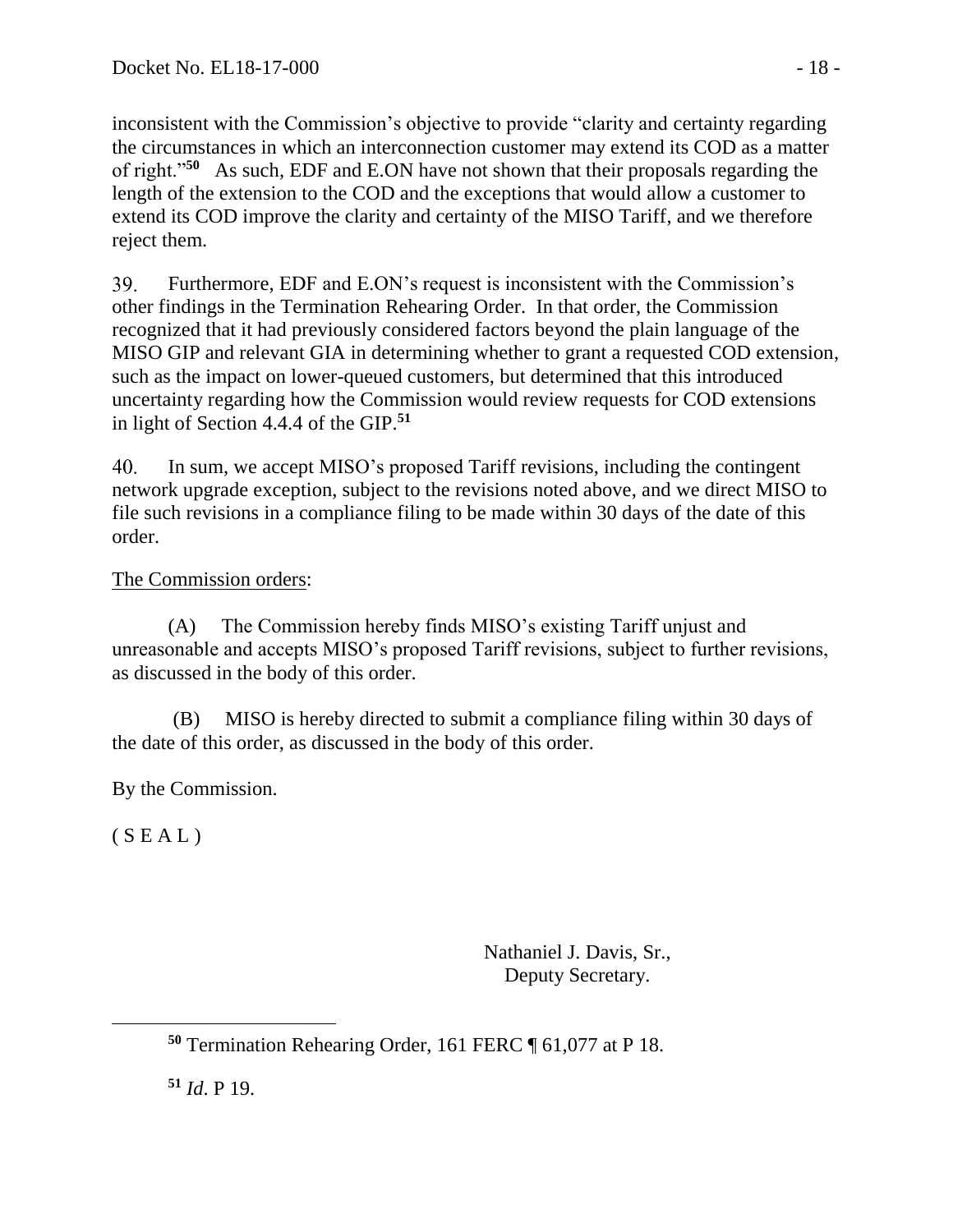inconsistent with the Commission's objective to provide "clarity and certainty regarding the circumstances in which an interconnection customer may extend its COD as a matter of right."[50] As such, EDF and E.ON have not shown that their proposals regarding the length of the extension to the COD and the exceptions that would allow a customer to extend its COD improve the clarity and certainty of the MISO Tariff, and we therefore reject them.

39. Furthermore, EDF and E.ON's request is inconsistent with the Commission's other findings in the Termination Rehearing Order. In that order, the Commission recognized that it had previously considered factors beyond the plain language of the MISO GIP and relevant GIA in determining whether to grant a requested COD extension, such as the impact on lower-queued customers, but determined that this introduced uncertainty regarding how the Commission would review requests for COD extensions in light of Section 4.4.4 of the GIP.[51]

40. In sum, we accept MISO's proposed Tariff revisions, including the contingent network upgrade exception, subject to the revisions noted above, and we direct MISO to file such revisions in a compliance filing to be made within 30 days of the date of this order.

The Commission orders:

(A) The Commission hereby finds MISO's existing Tariff unjust and unreasonable and accepts MISO's proposed Tariff revisions, subject to further revisions, as discussed in the body of this order.

(B) MISO is hereby directed to submit a compliance filing within 30 days of the date of this order, as discussed in the body of this order.

By the Commission.

( S E A L )

Nathaniel J. Davis, Sr.,
Deputy Secretary.

---

[50] Termination Rehearing Order, 161 FERC ¶ 61,077 at P 18.

[51] *Id*. P 19.